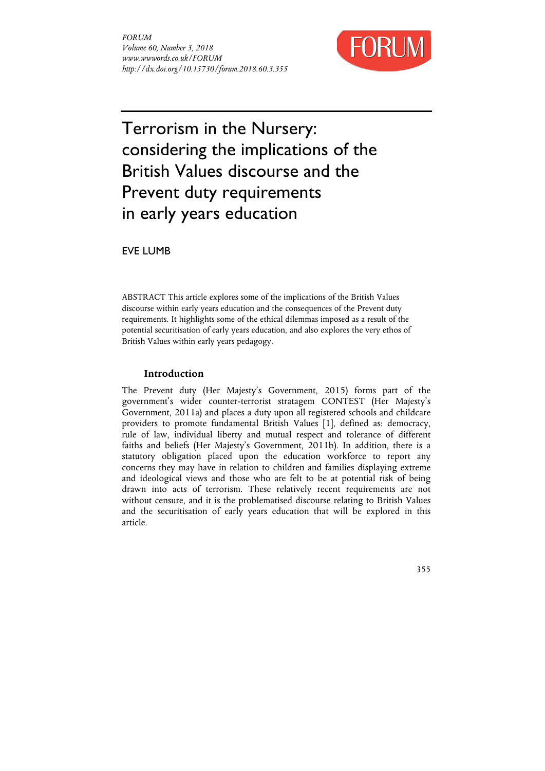# Terrorism in the Nursery: considering the implications of the British Values discourse and the Prevent duty requirements in early years education

EVE LUMB

ABSTRACT This article explores some of the implications of the British Values discourse within early years education and the consequences of the Prevent duty requirements. It highlights some of the ethical dilemmas imposed as a result of the potential securitisation of early years education, and also explores the very ethos of British Values within early years pedagogy.

## Introduction

The Prevent duty (Her Majesty's Government, 2015) forms part of the government's wider counter-terrorist stratagem CONTEST (Her Majesty's Government, 2011a) and places a duty upon all registered schools and childcare providers to promote fundamental British Values [1], defined as: democracy, rule of law, individual liberty and mutual respect and tolerance of different faiths and beliefs (Her Majesty's Government, 2011b). In addition, there is a statutory obligation placed upon the education workforce to report any concerns they may have in relation to children and families displaying extreme and ideological views and those who are felt to be at potential risk of being drawn into acts of terrorism. These relatively recent requirements are not without censure, and it is the problematised discourse relating to British Values and the securitisation of early years education that will be explored in this article.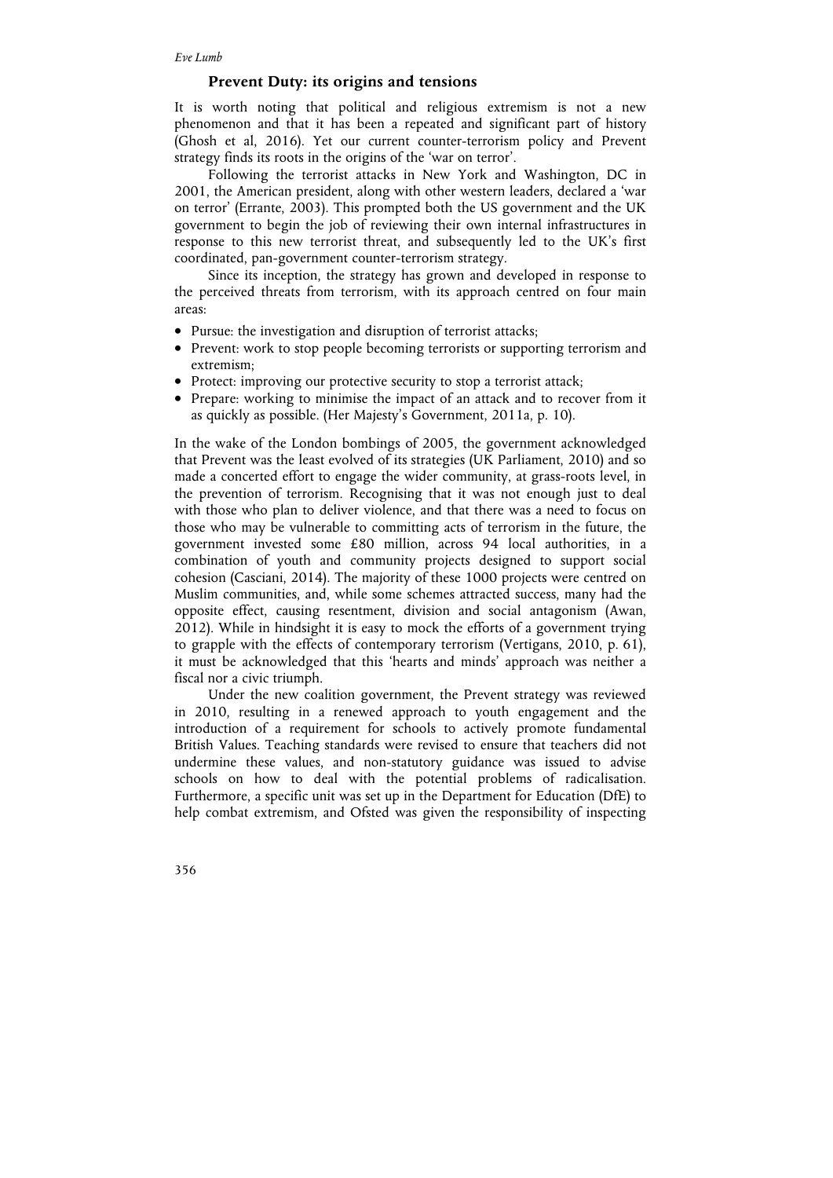## Prevent Duty: its origins and tensions

It is worth noting that political and religious extremism is not a new phenomenon and that it has been a repeated and significant part of history (Ghosh et al, 2016). Yet our current counter-terrorism policy and Prevent strategy finds its roots in the origins of the 'war on terror'.

Following the terrorist attacks in New York and Washington, DC in 2001, the American president, along with other western leaders, declared a 'war on terror' (Errante, 2003). This prompted both the US government and the UK government to begin the job of reviewing their own internal infrastructures in response to this new terrorist threat, and subsequently led to the UK's first coordinated, pan-government counter-terrorism strategy.

Since its inception, the strategy has grown and developed in response to the perceived threats from terrorism, with its approach centred on four main areas:

- Pursue: the investigation and disruption of terrorist attacks;
- Prevent: work to stop people becoming terrorists or supporting terrorism and extremism;
- Protect: improving our protective security to stop a terrorist attack;
- Prepare: working to minimise the impact of an attack and to recover from it as quickly as possible. (Her Majesty's Government, 2011a, p. 10).

In the wake of the London bombings of 2005, the government acknowledged that Prevent was the least evolved of its strategies (UK Parliament, 2010) and so made a concerted effort to engage the wider community, at grass-roots level, in the prevention of terrorism. Recognising that it was not enough just to deal with those who plan to deliver violence, and that there was a need to focus on those who may be vulnerable to committing acts of terrorism in the future, the government invested some £80 million, across 94 local authorities, in a combination of youth and community projects designed to support social cohesion (Casciani, 2014). The majority of these 1000 projects were centred on Muslim communities, and, while some schemes attracted success, many had the opposite effect, causing resentment, division and social antagonism (Awan, 2012). While in hindsight it is easy to mock the efforts of a government trying to grapple with the effects of contemporary terrorism (Vertigans, 2010, p. 61), it must be acknowledged that this 'hearts and minds' approach was neither a fiscal nor a civic triumph.

Under the new coalition government, the Prevent strategy was reviewed in 2010, resulting in a renewed approach to youth engagement and the introduction of a requirement for schools to actively promote fundamental British Values. Teaching standards were revised to ensure that teachers did not undermine these values, and non-statutory guidance was issued to advise schools on how to deal with the potential problems of radicalisation. Furthermore, a specific unit was set up in the Department for Education (DfE) to help combat extremism, and Ofsted was given the responsibility of inspecting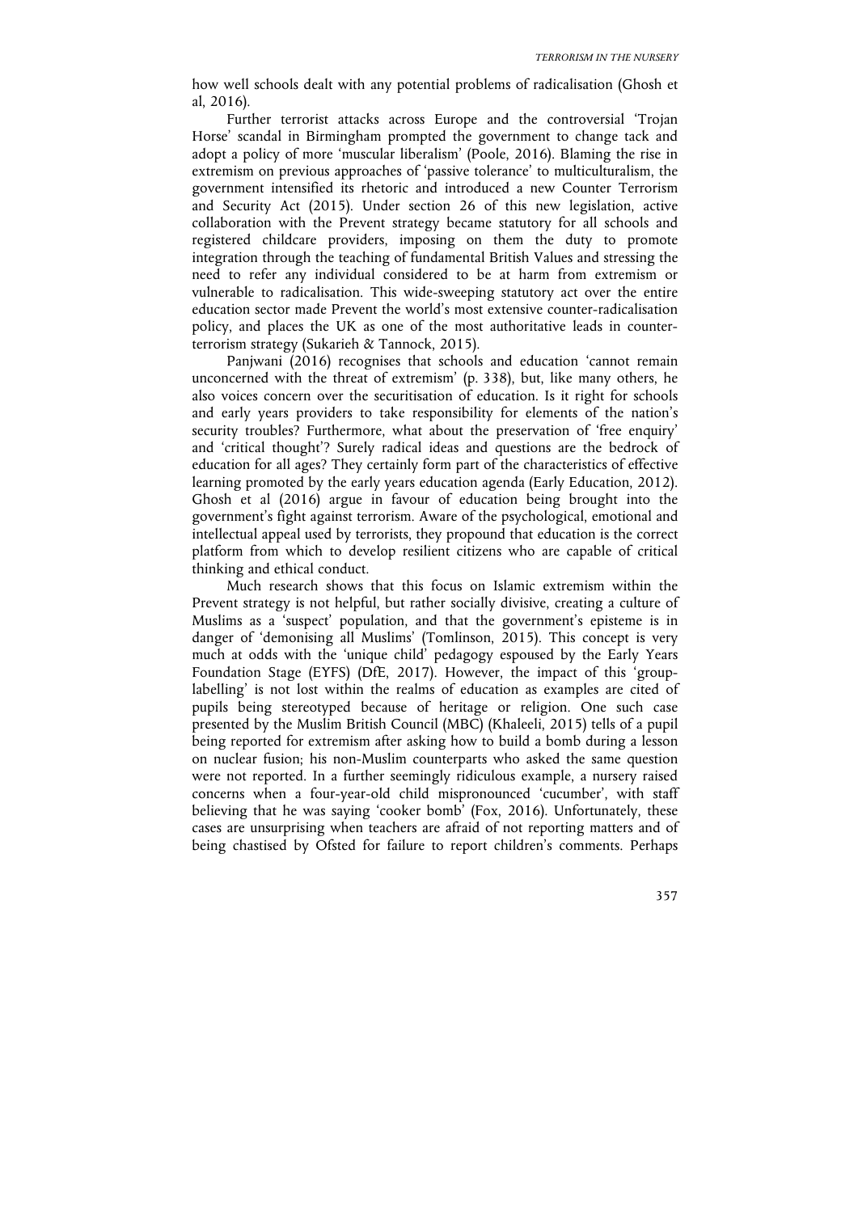how well schools dealt with any potential problems of radicalisation (Ghosh et al, 2016).

Further terrorist attacks across Europe and the controversial 'Trojan Horse' scandal in Birmingham prompted the government to change tack and adopt a policy of more 'muscular liberalism' (Poole, 2016). Blaming the rise in extremism on previous approaches of 'passive tolerance' to multiculturalism, the government intensified its rhetoric and introduced a new Counter Terrorism and Security Act (2015). Under section 26 of this new legislation, active collaboration with the Prevent strategy became statutory for all schools and registered childcare providers, imposing on them the duty to promote integration through the teaching of fundamental British Values and stressing the need to refer any individual considered to be at harm from extremism or vulnerable to radicalisation. This wide-sweeping statutory act over the entire education sector made Prevent the world's most extensive counter-radicalisation policy, and places the UK as one of the most authoritative leads in counter-terrorism strategy (Sukarieh & Tannock, 2015).

Panjwani (2016) recognises that schools and education 'cannot remain unconcerned with the threat of extremism' (p. 338), but, like many others, he also voices concern over the securitisation of education. Is it right for schools and early years providers to take responsibility for elements of the nation's security troubles? Furthermore, what about the preservation of 'free enquiry' and 'critical thought'? Surely radical ideas and questions are the bedrock of education for all ages? They certainly form part of the characteristics of effective learning promoted by the early years education agenda (Early Education, 2012). Ghosh et al (2016) argue in favour of education being brought into the government's fight against terrorism. Aware of the psychological, emotional and intellectual appeal used by terrorists, they propound that education is the correct platform from which to develop resilient citizens who are capable of critical thinking and ethical conduct.

Much research shows that this focus on Islamic extremism within the Prevent strategy is not helpful, but rather socially divisive, creating a culture of Muslims as a 'suspect' population, and that the government's episteme is in danger of 'demonising all Muslims' (Tomlinson, 2015). This concept is very much at odds with the 'unique child' pedagogy espoused by the Early Years Foundation Stage (EYFS) (DfE, 2017). However, the impact of this 'group-labelling' is not lost within the realms of education as examples are cited of pupils being stereotyped because of heritage or religion. One such case presented by the Muslim British Council (MBC) (Khaleeli, 2015) tells of a pupil being reported for extremism after asking how to build a bomb during a lesson on nuclear fusion; his non-Muslim counterparts who asked the same question were not reported. In a further seemingly ridiculous example, a nursery raised concerns when a four-year-old child mispronounced 'cucumber', with staff believing that he was saying 'cooker bomb' (Fox, 2016). Unfortunately, these cases are unsurprising when teachers are afraid of not reporting matters and of being chastised by Ofsted for failure to report children's comments. Perhaps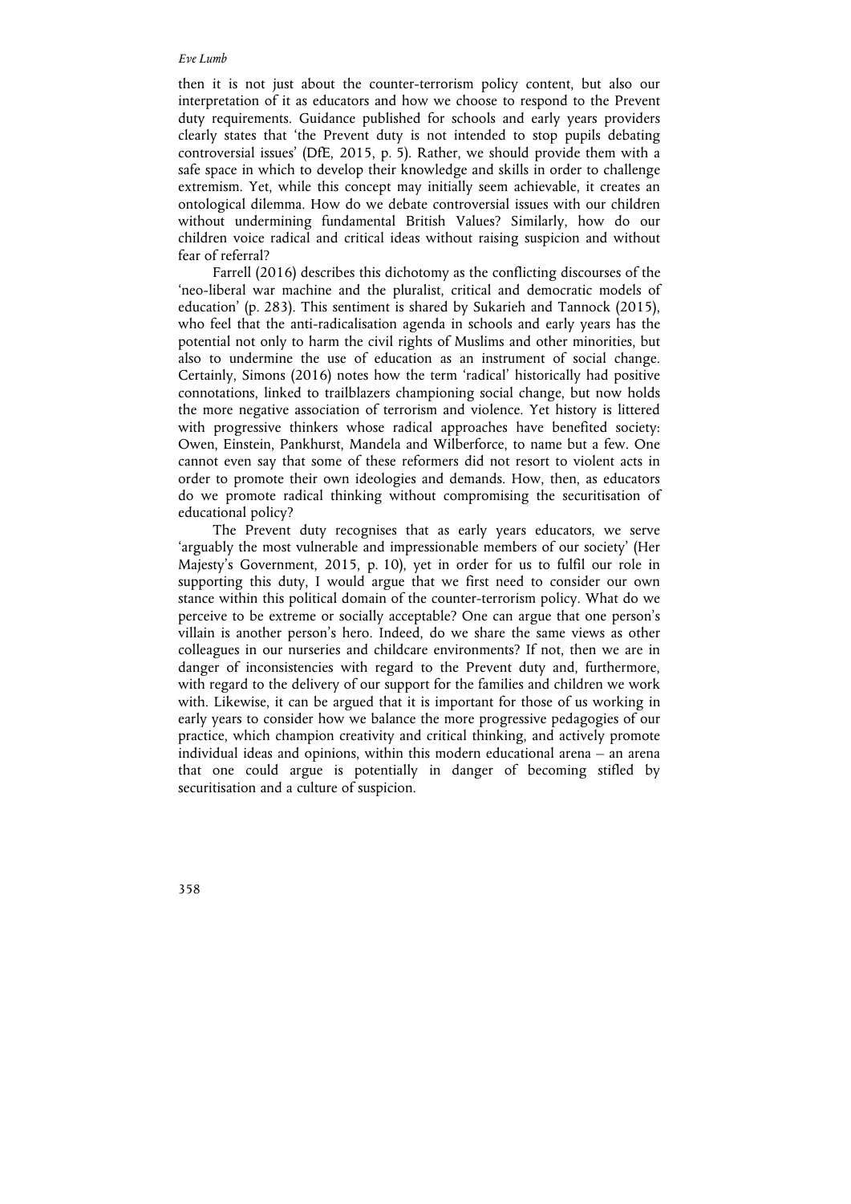then it is not just about the counter-terrorism policy content, but also our interpretation of it as educators and how we choose to respond to the Prevent duty requirements. Guidance published for schools and early years providers clearly states that 'the Prevent duty is not intended to stop pupils debating controversial issues' (DfE, 2015, p. 5). Rather, we should provide them with a safe space in which to develop their knowledge and skills in order to challenge extremism. Yet, while this concept may initially seem achievable, it creates an ontological dilemma. How do we debate controversial issues with our children without undermining fundamental British Values? Similarly, how do our children voice radical and critical ideas without raising suspicion and without fear of referral?

Farrell (2016) describes this dichotomy as the conflicting discourses of the 'neo-liberal war machine and the pluralist, critical and democratic models of education' (p. 283). This sentiment is shared by Sukarieh and Tannock (2015), who feel that the anti-radicalisation agenda in schools and early years has the potential not only to harm the civil rights of Muslims and other minorities, but also to undermine the use of education as an instrument of social change. Certainly, Simons (2016) notes how the term 'radical' historically had positive connotations, linked to trailblazers championing social change, but now holds the more negative association of terrorism and violence. Yet history is littered with progressive thinkers whose radical approaches have benefited society: Owen, Einstein, Pankhurst, Mandela and Wilberforce, to name but a few. One cannot even say that some of these reformers did not resort to violent acts in order to promote their own ideologies and demands. How, then, as educators do we promote radical thinking without compromising the securitisation of educational policy?

The Prevent duty recognises that as early years educators, we serve 'arguably the most vulnerable and impressionable members of our society' (Her Majesty's Government, 2015, p. 10), yet in order for us to fulfil our role in supporting this duty, I would argue that we first need to consider our own stance within this political domain of the counter-terrorism policy. What do we perceive to be extreme or socially acceptable? One can argue that one person's villain is another person's hero. Indeed, do we share the same views as other colleagues in our nurseries and childcare environments? If not, then we are in danger of inconsistencies with regard to the Prevent duty and, furthermore, with regard to the delivery of our support for the families and children we work with. Likewise, it can be argued that it is important for those of us working in early years to consider how we balance the more progressive pedagogies of our practice, which champion creativity and critical thinking, and actively promote individual ideas and opinions, within this modern educational arena – an arena that one could argue is potentially in danger of becoming stifled by securitisation and a culture of suspicion.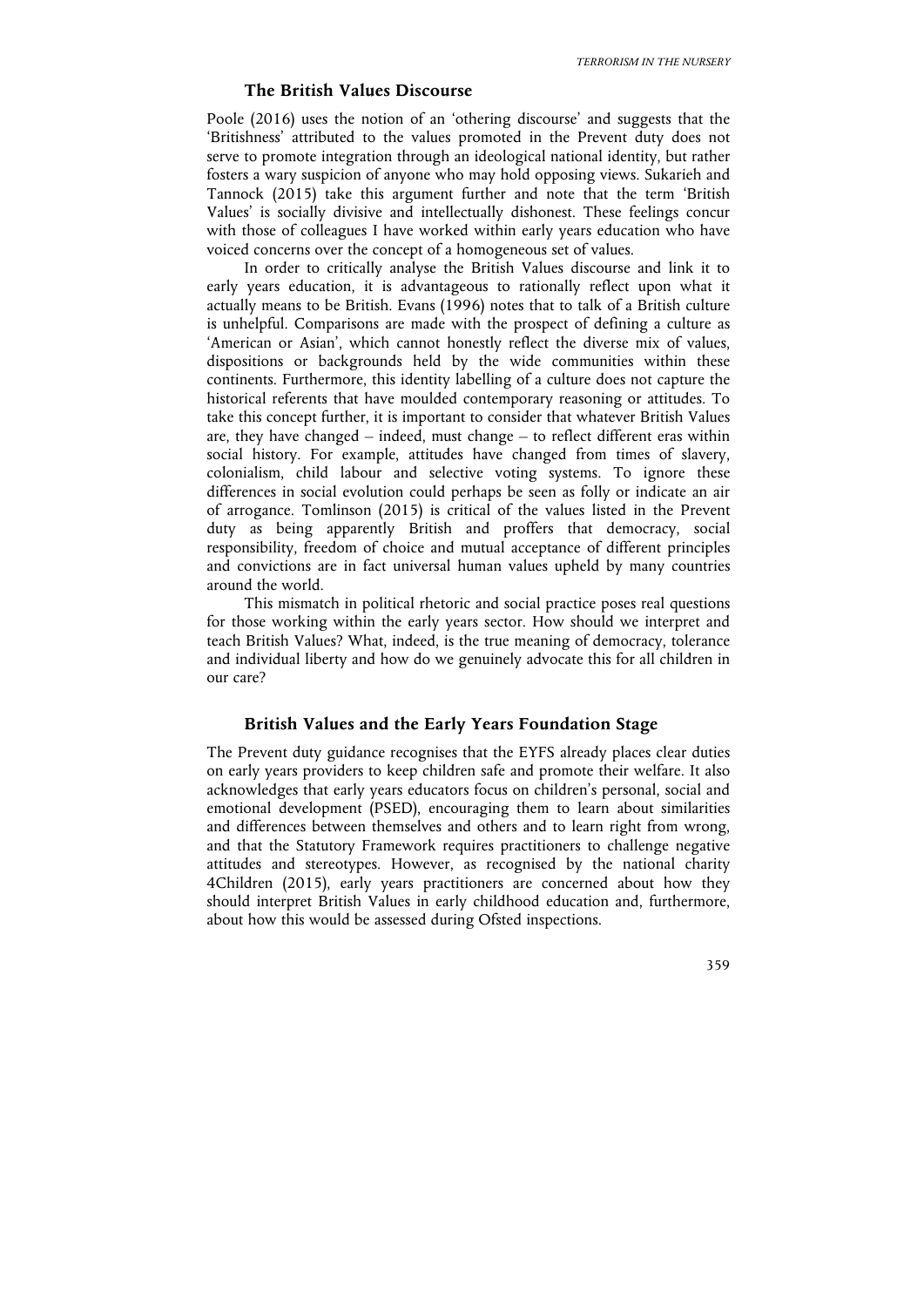### The British Values Discourse

Poole (2016) uses the notion of an 'othering discourse' and suggests that the 'Britishness' attributed to the values promoted in the Prevent duty does not serve to promote integration through an ideological national identity, but rather fosters a wary suspicion of anyone who may hold opposing views. Sukarieh and Tannock (2015) take this argument further and note that the term 'British Values' is socially divisive and intellectually dishonest. These feelings concur with those of colleagues I have worked within early years education who have voiced concerns over the concept of a homogeneous set of values.

In order to critically analyse the British Values discourse and link it to early years education, it is advantageous to rationally reflect upon what it actually means to be British. Evans (1996) notes that to talk of a British culture is unhelpful. Comparisons are made with the prospect of defining a culture as 'American or Asian', which cannot honestly reflect the diverse mix of values, dispositions or backgrounds held by the wide communities within these continents. Furthermore, this identity labelling of a culture does not capture the historical referents that have moulded contemporary reasoning or attitudes. To take this concept further, it is important to consider that whatever British Values are, they have changed – indeed, must change – to reflect different eras within social history. For example, attitudes have changed from times of slavery, colonialism, child labour and selective voting systems. To ignore these differences in social evolution could perhaps be seen as folly or indicate an air of arrogance. Tomlinson (2015) is critical of the values listed in the Prevent duty as being apparently British and proffers that democracy, social responsibility, freedom of choice and mutual acceptance of different principles and convictions are in fact universal human values upheld by many countries around the world.

This mismatch in political rhetoric and social practice poses real questions for those working within the early years sector. How should we interpret and teach British Values? What, indeed, is the true meaning of democracy, tolerance and individual liberty and how do we genuinely advocate this for all children in our care?

### British Values and the Early Years Foundation Stage

The Prevent duty guidance recognises that the EYFS already places clear duties on early years providers to keep children safe and promote their welfare. It also acknowledges that early years educators focus on children's personal, social and emotional development (PSED), encouraging them to learn about similarities and differences between themselves and others and to learn right from wrong, and that the Statutory Framework requires practitioners to challenge negative attitudes and stereotypes. However, as recognised by the national charity 4Children (2015), early years practitioners are concerned about how they should interpret British Values in early childhood education and, furthermore, about how this would be assessed during Ofsted inspections.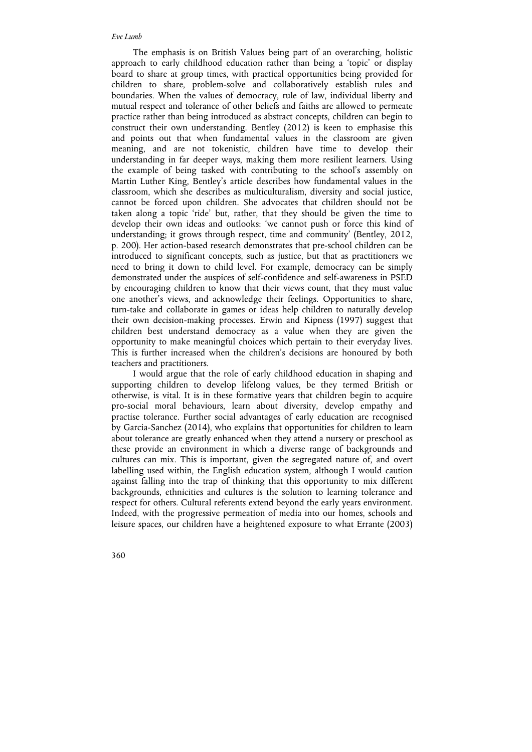The emphasis is on British Values being part of an overarching, holistic approach to early childhood education rather than being a 'topic' or display board to share at group times, with practical opportunities being provided for children to share, problem-solve and collaboratively establish rules and boundaries. When the values of democracy, rule of law, individual liberty and mutual respect and tolerance of other beliefs and faiths are allowed to permeate practice rather than being introduced as abstract concepts, children can begin to construct their own understanding. Bentley (2012) is keen to emphasise this and points out that when fundamental values in the classroom are given meaning, and are not tokenistic, children have time to develop their understanding in far deeper ways, making them more resilient learners. Using the example of being tasked with contributing to the school's assembly on Martin Luther King, Bentley's article describes how fundamental values in the classroom, which she describes as multiculturalism, diversity and social justice, cannot be forced upon children. She advocates that children should not be taken along a topic 'ride' but, rather, that they should be given the time to develop their own ideas and outlooks: 'we cannot push or force this kind of understanding; it grows through respect, time and community' (Bentley, 2012, p. 200). Her action-based research demonstrates that pre-school children can be introduced to significant concepts, such as justice, but that as practitioners we need to bring it down to child level. For example, democracy can be simply demonstrated under the auspices of self-confidence and self-awareness in PSED by encouraging children to know that their views count, that they must value one another's views, and acknowledge their feelings. Opportunities to share, turn-take and collaborate in games or ideas help children to naturally develop their own decision-making processes. Erwin and Kipness (1997) suggest that children best understand democracy as a value when they are given the opportunity to make meaningful choices which pertain to their everyday lives. This is further increased when the children's decisions are honoured by both teachers and practitioners.

I would argue that the role of early childhood education in shaping and supporting children to develop lifelong values, be they termed British or otherwise, is vital. It is in these formative years that children begin to acquire pro-social moral behaviours, learn about diversity, develop empathy and practise tolerance. Further social advantages of early education are recognised by Garcia-Sanchez (2014), who explains that opportunities for children to learn about tolerance are greatly enhanced when they attend a nursery or preschool as these provide an environment in which a diverse range of backgrounds and cultures can mix. This is important, given the segregated nature of, and overt labelling used within, the English education system, although I would caution against falling into the trap of thinking that this opportunity to mix different backgrounds, ethnicities and cultures is the solution to learning tolerance and respect for others. Cultural referents extend beyond the early years environment. Indeed, with the progressive permeation of media into our homes, schools and leisure spaces, our children have a heightened exposure to what Errante (2003)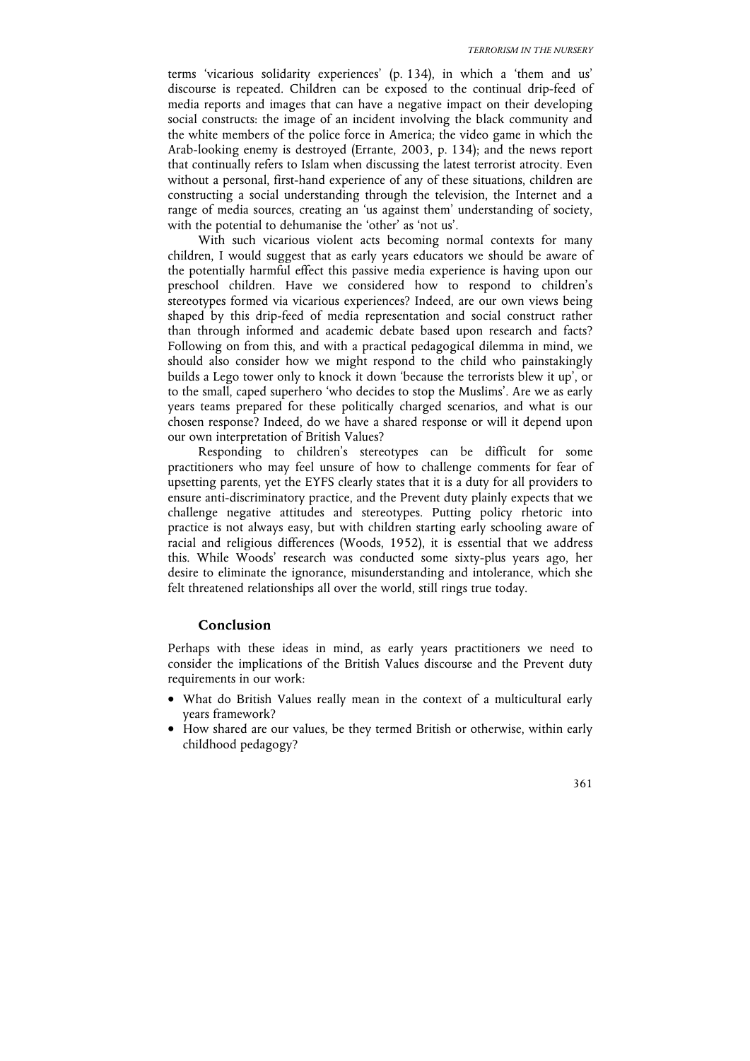terms 'vicarious solidarity experiences' (p. 134), in which a 'them and us' discourse is repeated. Children can be exposed to the continual drip-feed of media reports and images that can have a negative impact on their developing social constructs: the image of an incident involving the black community and the white members of the police force in America; the video game in which the Arab-looking enemy is destroyed (Errante, 2003, p. 134); and the news report that continually refers to Islam when discussing the latest terrorist atrocity. Even without a personal, first-hand experience of any of these situations, children are constructing a social understanding through the television, the Internet and a range of media sources, creating an 'us against them' understanding of society, with the potential to dehumanise the 'other' as 'not us'.

With such vicarious violent acts becoming normal contexts for many children, I would suggest that as early years educators we should be aware of the potentially harmful effect this passive media experience is having upon our preschool children. Have we considered how to respond to children's stereotypes formed via vicarious experiences? Indeed, are our own views being shaped by this drip-feed of media representation and social construct rather than through informed and academic debate based upon research and facts? Following on from this, and with a practical pedagogical dilemma in mind, we should also consider how we might respond to the child who painstakingly builds a Lego tower only to knock it down 'because the terrorists blew it up', or to the small, caped superhero 'who decides to stop the Muslims'. Are we as early years teams prepared for these politically charged scenarios, and what is our chosen response? Indeed, do we have a shared response or will it depend upon our own interpretation of British Values?

Responding to children's stereotypes can be difficult for some practitioners who may feel unsure of how to challenge comments for fear of upsetting parents, yet the EYFS clearly states that it is a duty for all providers to ensure anti-discriminatory practice, and the Prevent duty plainly expects that we challenge negative attitudes and stereotypes. Putting policy rhetoric into practice is not always easy, but with children starting early schooling aware of racial and religious differences (Woods, 1952), it is essential that we address this. While Woods' research was conducted some sixty-plus years ago, her desire to eliminate the ignorance, misunderstanding and intolerance, which she felt threatened relationships all over the world, still rings true today.

## Conclusion

Perhaps with these ideas in mind, as early years practitioners we need to consider the implications of the British Values discourse and the Prevent duty requirements in our work:

- What do British Values really mean in the context of a multicultural early years framework?
- How shared are our values, be they termed British or otherwise, within early childhood pedagogy?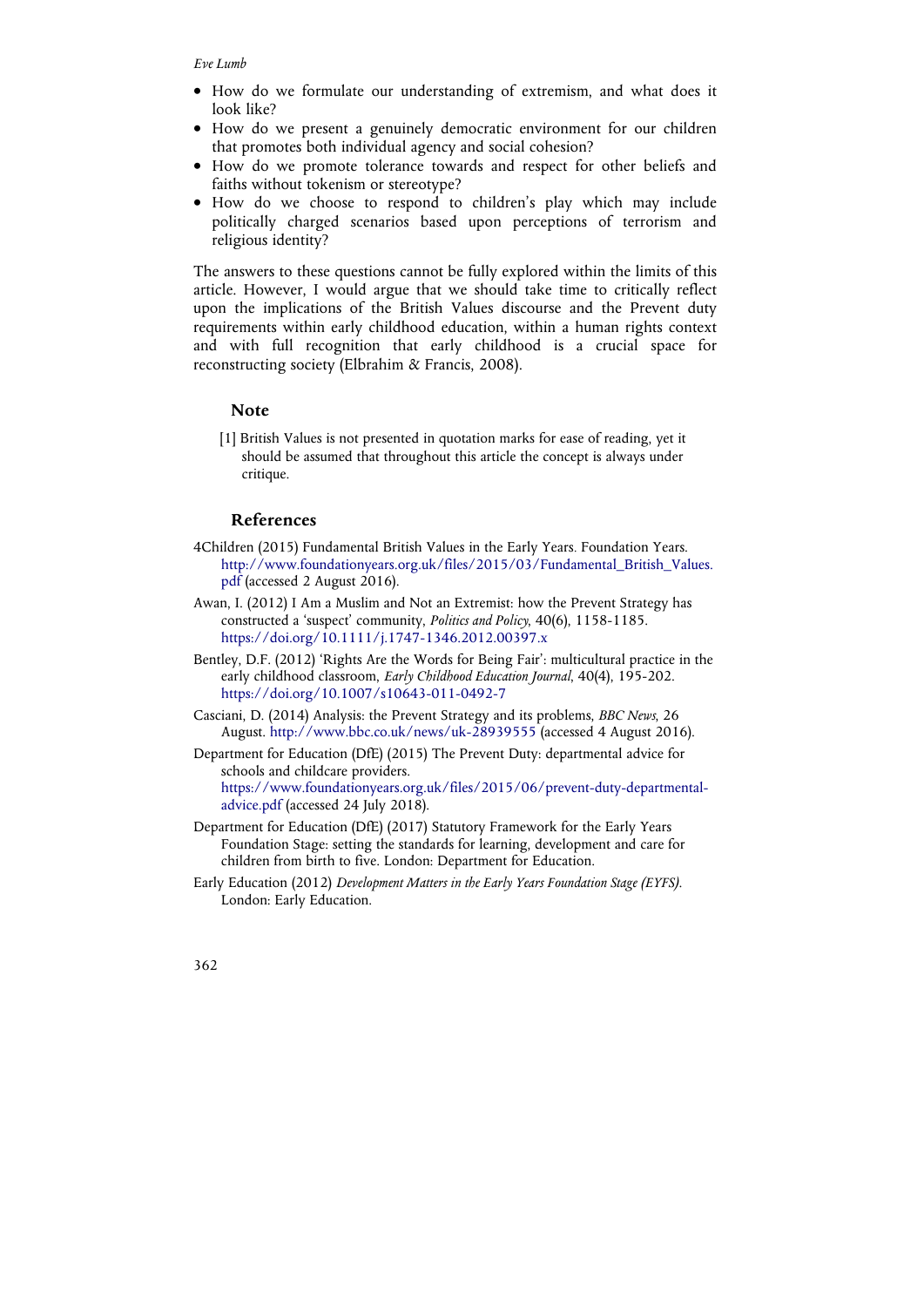- How do we formulate our understanding of extremism, and what does it look like?
- How do we present a genuinely democratic environment for our children that promotes both individual agency and social cohesion?
- How do we promote tolerance towards and respect for other beliefs and faiths without tokenism or stereotype?
- How do we choose to respond to children's play which may include politically charged scenarios based upon perceptions of terrorism and religious identity?

The answers to these questions cannot be fully explored within the limits of this article. However, I would argue that we should take time to critically reflect upon the implications of the British Values discourse and the Prevent duty requirements within early childhood education, within a human rights context and with full recognition that early childhood is a crucial space for reconstructing society (Elbrahim & Francis, 2008).

## Note

[1] British Values is not presented in quotation marks for ease of reading, yet it should be assumed that throughout this article the concept is always under critique.

## References

4Children (2015) Fundamental British Values in the Early Years. Foundation Years. http://www.foundationyears.org.uk/files/2015/03/Fundamental_British_Values.pdf (accessed 2 August 2016).

Awan, I. (2012) I Am a Muslim and Not an Extremist: how the Prevent Strategy has constructed a 'suspect' community, *Politics and Policy*, 40(6), 1158-1185. https://doi.org/10.1111/j.1747-1346.2012.00397.x

Bentley, D.F. (2012) 'Rights Are the Words for Being Fair': multicultural practice in the early childhood classroom, *Early Childhood Education Journal*, 40(4), 195-202. https://doi.org/10.1007/s10643-011-0492-7

Casciani, D. (2014) Analysis: the Prevent Strategy and its problems, *BBC News*, 26 August. http://www.bbc.co.uk/news/uk-28939555 (accessed 4 August 2016).

Department for Education (DfE) (2015) The Prevent Duty: departmental advice for schools and childcare providers. https://www.foundationyears.org.uk/files/2015/06/prevent-duty-departmental-advice.pdf (accessed 24 July 2018).

Department for Education (DfE) (2017) Statutory Framework for the Early Years Foundation Stage: setting the standards for learning, development and care for children from birth to five. London: Department for Education.

Early Education (2012) *Development Matters in the Early Years Foundation Stage (EYFS)*. London: Early Education.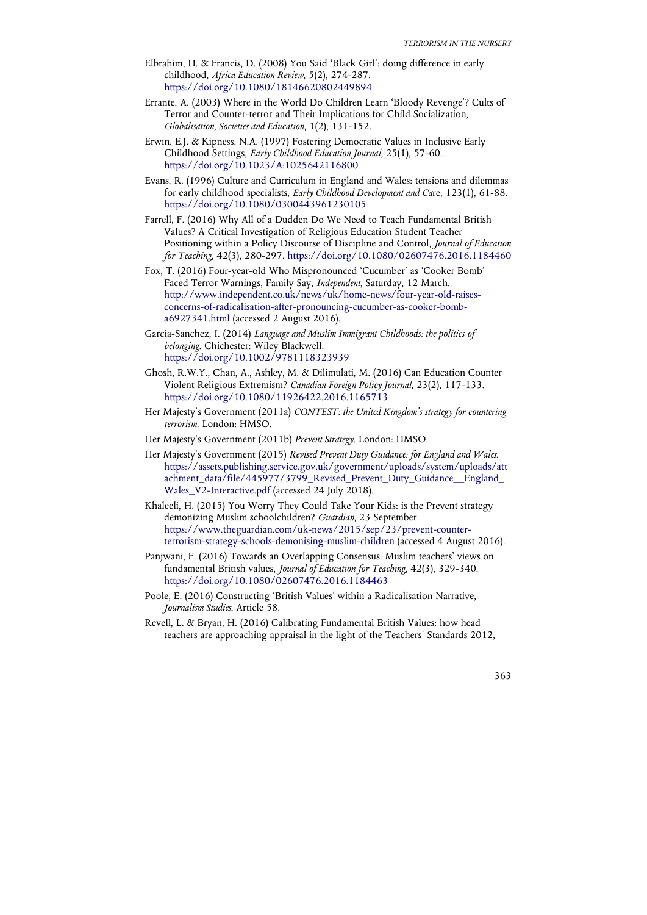Elbrahim, H. & Francis, D. (2008) You Said 'Black Girl': doing difference in early childhood, *Africa Education Review*, 5(2), 274-287. https://doi.org/10.1080/18146620802449894

Errante, A. (2003) Where in the World Do Children Learn 'Bloody Revenge'? Cults of Terror and Counter-terror and Their Implications for Child Socialization, *Globalisation, Societies and Education*, 1(2), 131-152.

Erwin, E.J. & Kipness, N.A. (1997) Fostering Democratic Values in Inclusive Early Childhood Settings, *Early Childhood Education Journal*, 25(1), 57-60. https://doi.org/10.1023/A:1025642116800

Evans, R. (1996) Culture and Curriculum in England and Wales: tensions and dilemmas for early childhood specialists, *Early Childhood Development and Ca*re, 123(1), 61-88. https://doi.org/10.1080/0300443961230105

Farrell, F. (2016) Why All of a Dudden Do We Need to Teach Fundamental British Values? A Critical Investigation of Religious Education Student Teacher Positioning within a Policy Discourse of Discipline and Control, *Journal of Education for Teaching*, 42(3), 280-297. https://doi.org/10.1080/02607476.2016.1184460

Fox, T. (2016) Four-year-old Who Mispronounced 'Cucumber' as 'Cooker Bomb' Faced Terror Warnings, Family Say, *Independent*, Saturday, 12 March. http://www.independent.co.uk/news/uk/home-news/four-year-old-raises-concerns-of-radicalisation-after-pronouncing-cucumber-as-cooker-bomb-a6927341.html (accessed 2 August 2016).

Garcia-Sanchez, I. (2014) *Language and Muslim Immigrant Childhoods: the politics of belonging*. Chichester: Wiley Blackwell. https://doi.org/10.1002/9781118323939

Ghosh, R.W.Y., Chan, A., Ashley, M. & Dilimulati, M. (2016) Can Education Counter Violent Religious Extremism? *Canadian Foreign Policy Journal*, 23(2), 117-133. https://doi.org/10.1080/11926422.2016.1165713

Her Majesty's Government (2011a) *CONTEST: the United Kingdom's strategy for countering terrorism*. London: HMSO.

Her Majesty's Government (2011b) *Prevent Strategy*. London: HMSO.

Her Majesty's Government (2015) *Revised Prevent Duty Guidance: for England and Wales*. https://assets.publishing.service.gov.uk/government/uploads/system/uploads/attachment_data/file/445977/3799_Revised_Prevent_Duty_Guidance__England_Wales_V2-Interactive.pdf (accessed 24 July 2018).

Khaleeli, H. (2015) You Worry They Could Take Your Kids: is the Prevent strategy demonizing Muslim schoolchildren? *Guardian*, 23 September. https://www.theguardian.com/uk-news/2015/sep/23/prevent-counter-terrorism-strategy-schools-demonising-muslim-children (accessed 4 August 2016).

Panjwani, F. (2016) Towards an Overlapping Consensus: Muslim teachers' views on fundamental British values, *Journal of Education for Teaching*, 42(3), 329-340. https://doi.org/10.1080/02607476.2016.1184463

Poole, E. (2016) Constructing 'British Values' within a Radicalisation Narrative, *Journalism Studies*, Article 58.

Revell, L. & Bryan, H. (2016) Calibrating Fundamental British Values: how head teachers are approaching appraisal in the light of the Teachers' Standards 2012,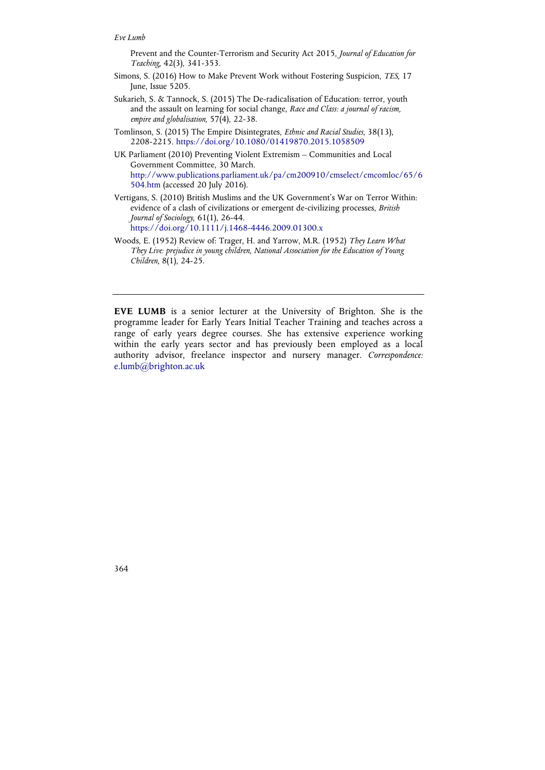Prevent and the Counter-Terrorism and Security Act 2015, *Journal of Education for Teaching*, 42(3), 341-353.

Simons, S. (2016) How to Make Prevent Work without Fostering Suspicion, *TES*, 17 June, Issue 5205.

Sukarieh, S. & Tannock, S. (2015) The De-radicalisation of Education: terror, youth and the assault on learning for social change, *Race and Class: a journal of racism, empire and globalisation*, 57(4), 22-38.

Tomlinson, S. (2015) The Empire Disintegrates, *Ethnic and Racial Studies*, 38(13), 2208-2215. https://doi.org/10.1080/01419870.2015.1058509

UK Parliament (2010) Preventing Violent Extremism – Communities and Local Government Committee, 30 March. http://www.publications.parliament.uk/pa/cm200910/cmselect/cmcomloc/65/6504.htm (accessed 20 July 2016).

Vertigans, S. (2010) British Muslims and the UK Government's War on Terror Within: evidence of a clash of civilizations or emergent de-civilizing processes, *British Journal of Sociology*, 61(1), 26-44. https://doi.org/10.1111/j.1468-4446.2009.01300.x

Woods, E. (1952) Review of: Trager, H. and Yarrow, M.R. (1952) *They Learn What They Live: prejudice in young children, National Association for the Education of Young Children*, 8(1), 24-25.

---

**EVE LUMB** is a senior lecturer at the University of Brighton. She is the programme leader for Early Years Initial Teacher Training and teaches across a range of early years degree courses. She has extensive experience working within the early years sector and has previously been employed as a local authority advisor, freelance inspector and nursery manager. *Correspondence:* e.lumb@brighton.ac.uk